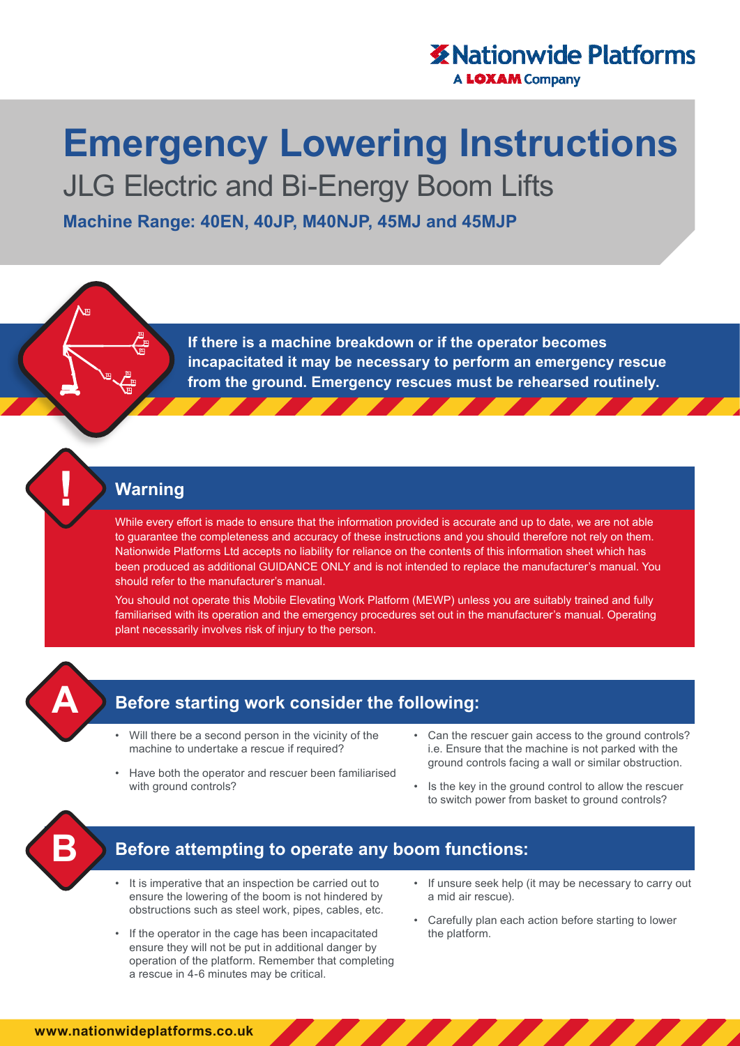Nationwide Platforms
A LOXAM Company

# Emergency Lowering Instructions

## JLG Electric and Bi-Energy Boom Lifts

**Machine Range: 40EN, 40JP, M40NJP, 45MJ and 45MJP**

**If there is a machine breakdown or if the operator becomes incapacitated it may be necessary to perform an emergency rescue from the ground. Emergency rescues must be rehearsed routinely.**

## Warning

While every effort is made to ensure that the information provided is accurate and up to date, we are not able to guarantee the completeness and accuracy of these instructions and you should therefore not rely on them. Nationwide Platforms Ltd accepts no liability for reliance on the contents of this information sheet which has been produced as additional GUIDANCE ONLY and is not intended to replace the manufacturer's manual. You should refer to the manufacturer's manual.

You should not operate this Mobile Elevating Work Platform (MEWP) unless you are suitably trained and fully familiarised with its operation and the emergency procedures set out in the manufacturer's manual. Operating plant necessarily involves risk of injury to the person.

## A — Before starting work consider the following:

- Will there be a second person in the vicinity of the machine to undertake a rescue if required?
- Have both the operator and rescuer been familiarised with ground controls?
- Can the rescuer gain access to the ground controls? i.e. Ensure that the machine is not parked with the ground controls facing a wall or similar obstruction.
- Is the key in the ground control to allow the rescuer to switch power from basket to ground controls?

## B — Before attempting to operate any boom functions:

- It is imperative that an inspection be carried out to ensure the lowering of the boom is not hindered by obstructions such as steel work, pipes, cables, etc.
- If the operator in the cage has been incapacitated ensure they will not be put in additional danger by operation of the platform. Remember that completing a rescue in 4-6 minutes may be critical.
- If unsure seek help (it may be necessary to carry out a mid air rescue).
- Carefully plan each action before starting to lower the platform.

www.nationwideplatforms.co.uk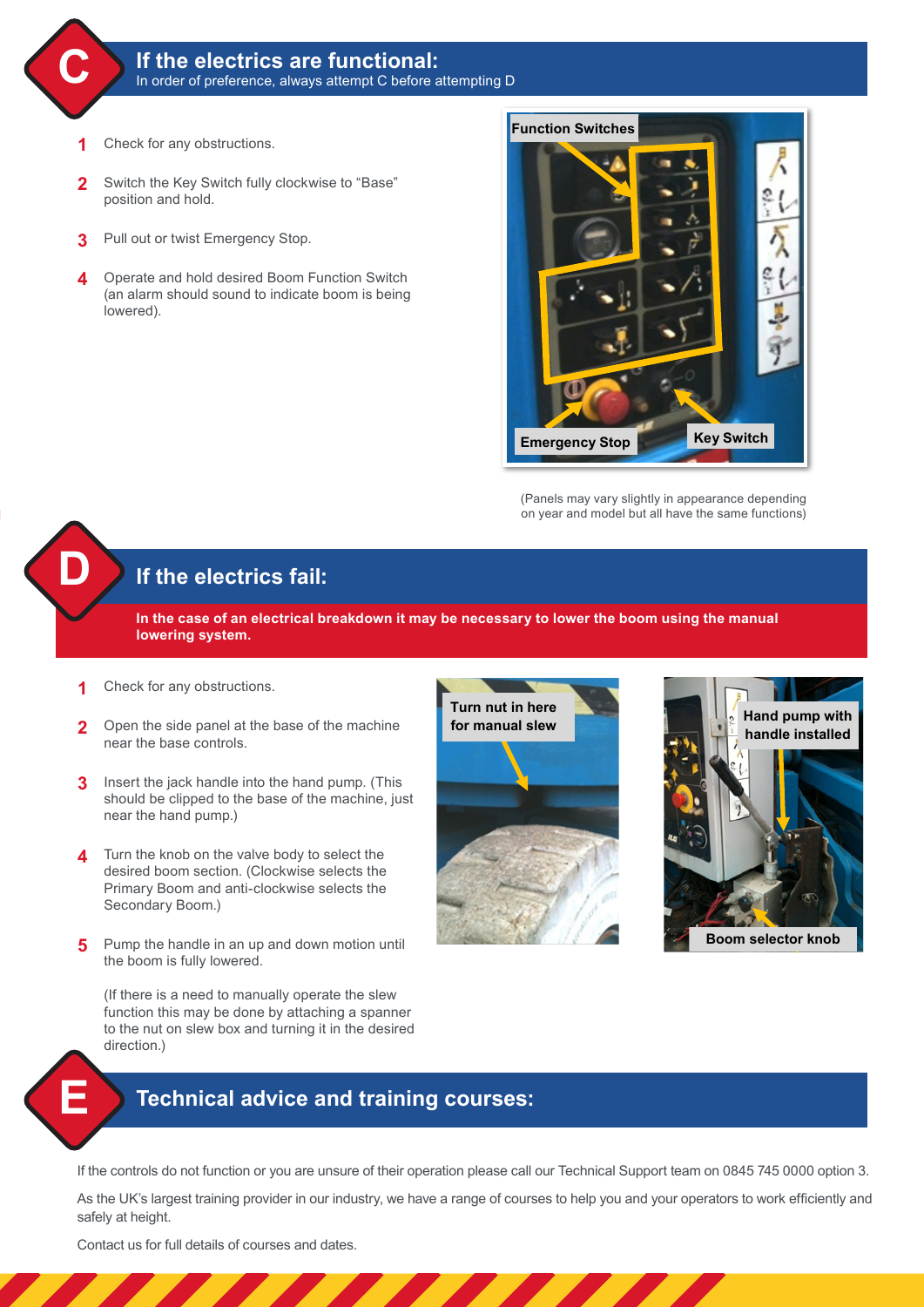## C If the electrics are functional:

In order of preference, always attempt C before attempting D

1. Check for any obstructions.
2. Switch the Key Switch fully clockwise to "Base" position and hold.
3. Pull out or twist Emergency Stop.
4. Operate and hold desired Boom Function Switch (an alarm should sound to indicate boom is being lowered).

Function Switches

Emergency Stop

Key Switch

(Panels may vary slightly in appearance depending on year and model but all have the same functions)

## D If the electrics fail:

**In the case of an electrical breakdown it may be necessary to lower the boom using the manual lowering system.**

1. Check for any obstructions.
2. Open the side panel at the base of the machine near the base controls.
3. Insert the jack handle into the hand pump. (This should be clipped to the base of the machine, just near the hand pump.)
4. Turn the knob on the valve body to select the desired boom section. (Clockwise selects the Primary Boom and anti-clockwise selects the Secondary Boom.)
5. Pump the handle in an up and down motion until the boom is fully lowered.

   (If there is a need to manually operate the slew function this may be done by attaching a spanner to the nut on slew box and turning it in the desired direction.)

Turn nut in here for manual slew

Hand pump with handle installed

Boom selector knob

## E Technical advice and training courses:

If the controls do not function or you are unsure of their operation please call our Technical Support team on 0845 745 0000 option 3.

As the UK's largest training provider in our industry, we have a range of courses to help you and your operators to work efficiently and safely at height.

Contact us for full details of courses and dates.